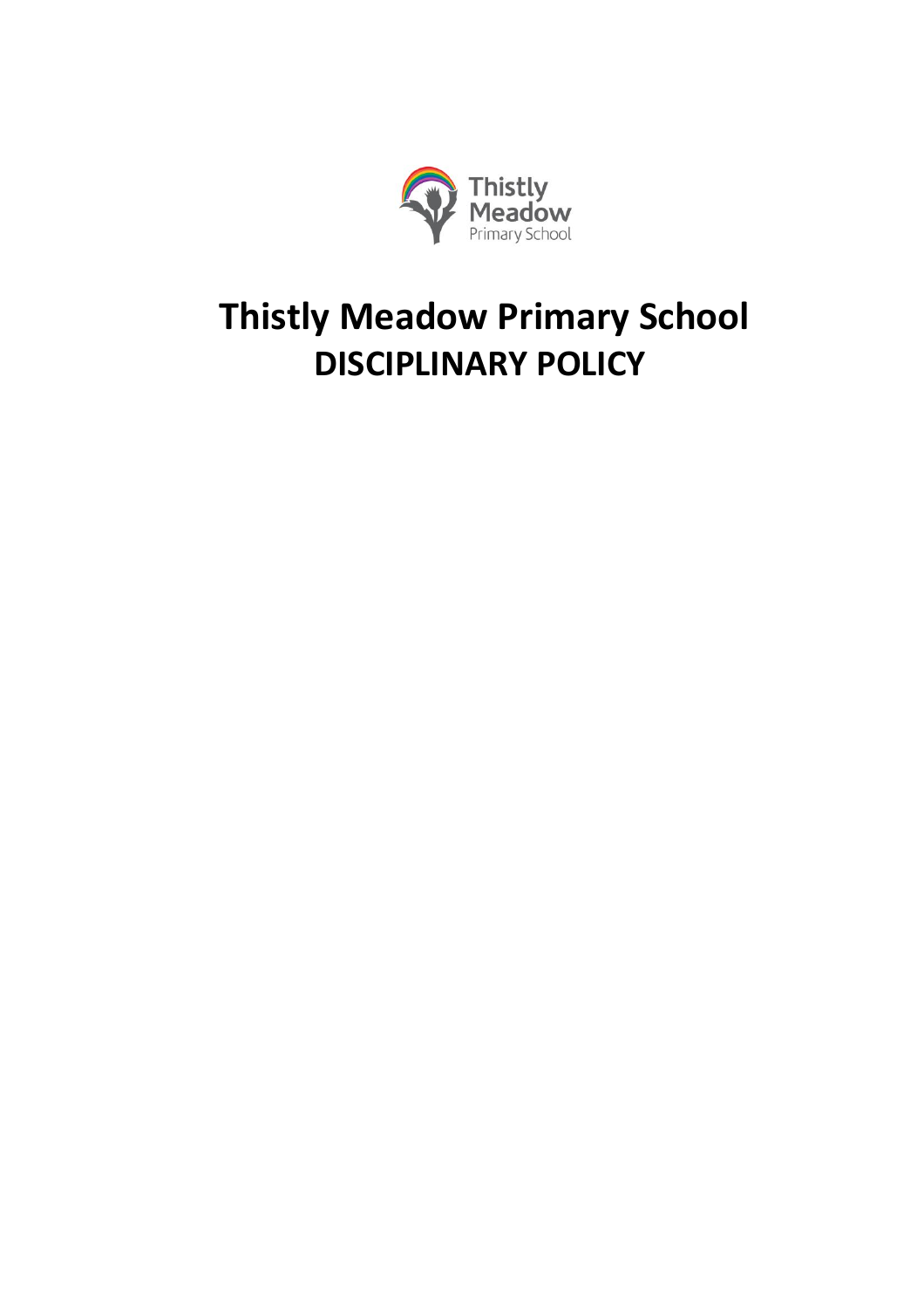# Thistly Meadow Primary School

## DISCIPLINARY POLICY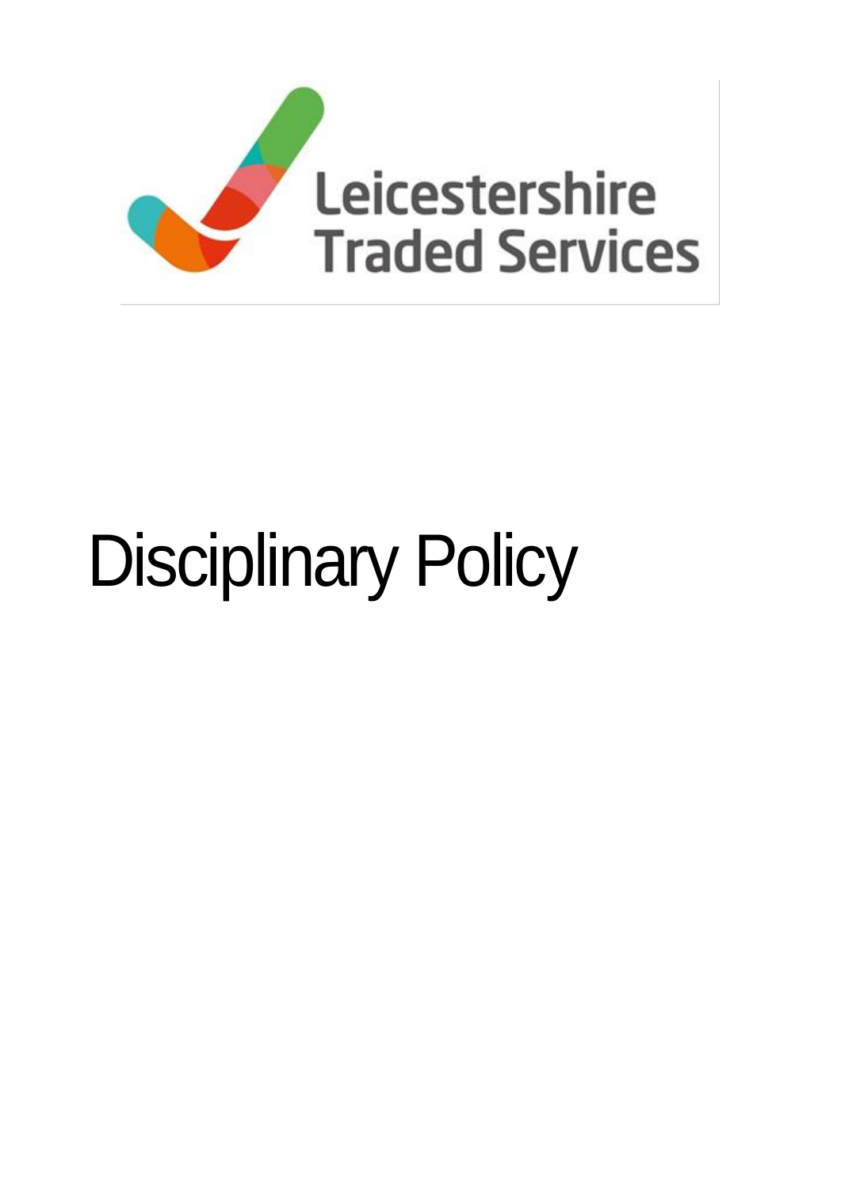Leicestershire Traded Services

# Disciplinary Policy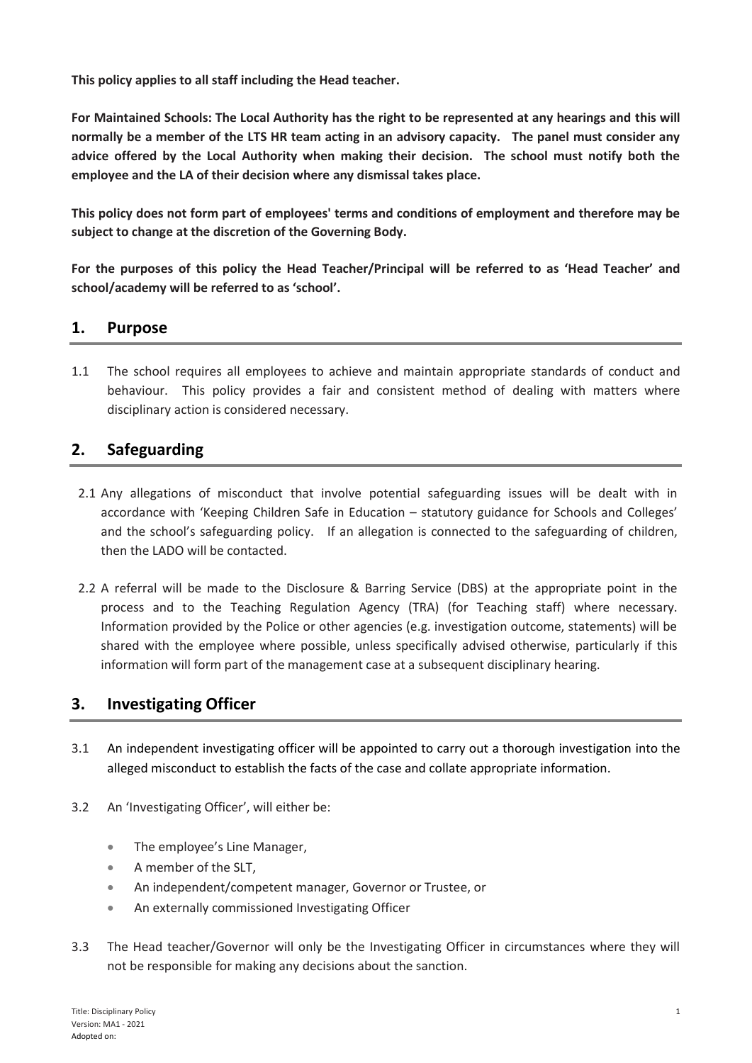**This policy applies to all staff including the Head teacher.**

**For Maintained Schools: The Local Authority has the right to be represented at any hearings and this will normally be a member of the LTS HR team acting in an advisory capacity. The panel must consider any advice offered by the Local Authority when making their decision. The school must notify both the employee and the LA of their decision where any dismissal takes place.**

**This policy does not form part of employees' terms and conditions of employment and therefore may be subject to change at the discretion of the Governing Body.**

**For the purposes of this policy the Head Teacher/Principal will be referred to as 'Head Teacher' and school/academy will be referred to as 'school'.**

## 1. Purpose

1.1 The school requires all employees to achieve and maintain appropriate standards of conduct and behaviour. This policy provides a fair and consistent method of dealing with matters where disciplinary action is considered necessary.

## 2. Safeguarding

2.1 Any allegations of misconduct that involve potential safeguarding issues will be dealt with in accordance with 'Keeping Children Safe in Education – statutory guidance for Schools and Colleges' and the school's safeguarding policy. If an allegation is connected to the safeguarding of children, then the LADO will be contacted.

2.2 A referral will be made to the Disclosure & Barring Service (DBS) at the appropriate point in the process and to the Teaching Regulation Agency (TRA) (for Teaching staff) where necessary. Information provided by the Police or other agencies (e.g. investigation outcome, statements) will be shared with the employee where possible, unless specifically advised otherwise, particularly if this information will form part of the management case at a subsequent disciplinary hearing.

## 3. Investigating Officer

3.1 An independent investigating officer will be appointed to carry out a thorough investigation into the alleged misconduct to establish the facts of the case and collate appropriate information.

3.2 An 'Investigating Officer', will either be:

- The employee's Line Manager,
- A member of the SLT,
- An independent/competent manager, Governor or Trustee, or
- An externally commissioned Investigating Officer

3.3 The Head teacher/Governor will only be the Investigating Officer in circumstances where they will not be responsible for making any decisions about the sanction.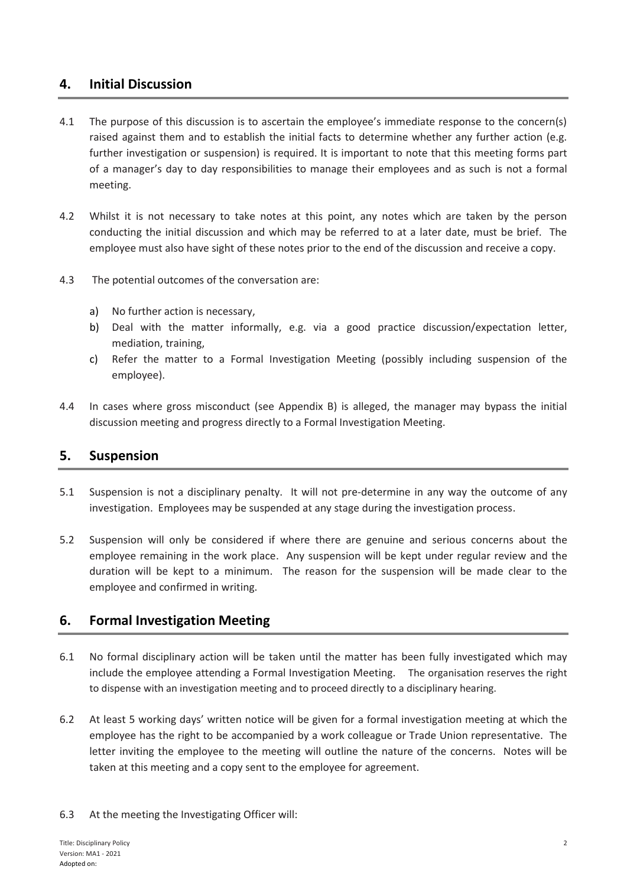## 4. Initial Discussion

4.1 The purpose of this discussion is to ascertain the employee's immediate response to the concern(s) raised against them and to establish the initial facts to determine whether any further action (e.g. further investigation or suspension) is required. It is important to note that this meeting forms part of a manager's day to day responsibilities to manage their employees and as such is not a formal meeting.

4.2 Whilst it is not necessary to take notes at this point, any notes which are taken by the person conducting the initial discussion and which may be referred to at a later date, must be brief. The employee must also have sight of these notes prior to the end of the discussion and receive a copy.

4.3 The potential outcomes of the conversation are:

a) No further action is necessary,
b) Deal with the matter informally, e.g. via a good practice discussion/expectation letter, mediation, training,
c) Refer the matter to a Formal Investigation Meeting (possibly including suspension of the employee).

4.4 In cases where gross misconduct (see Appendix B) is alleged, the manager may bypass the initial discussion meeting and progress directly to a Formal Investigation Meeting.

## 5. Suspension

5.1 Suspension is not a disciplinary penalty. It will not pre-determine in any way the outcome of any investigation. Employees may be suspended at any stage during the investigation process.

5.2 Suspension will only be considered if where there are genuine and serious concerns about the employee remaining in the work place. Any suspension will be kept under regular review and the duration will be kept to a minimum. The reason for the suspension will be made clear to the employee and confirmed in writing.

## 6. Formal Investigation Meeting

6.1 No formal disciplinary action will be taken until the matter has been fully investigated which may include the employee attending a Formal Investigation Meeting. The organisation reserves the right to dispense with an investigation meeting and to proceed directly to a disciplinary hearing.

6.2 At least 5 working days' written notice will be given for a formal investigation meeting at which the employee has the right to be accompanied by a work colleague or Trade Union representative. The letter inviting the employee to the meeting will outline the nature of the concerns. Notes will be taken at this meeting and a copy sent to the employee for agreement.

6.3 At the meeting the Investigating Officer will: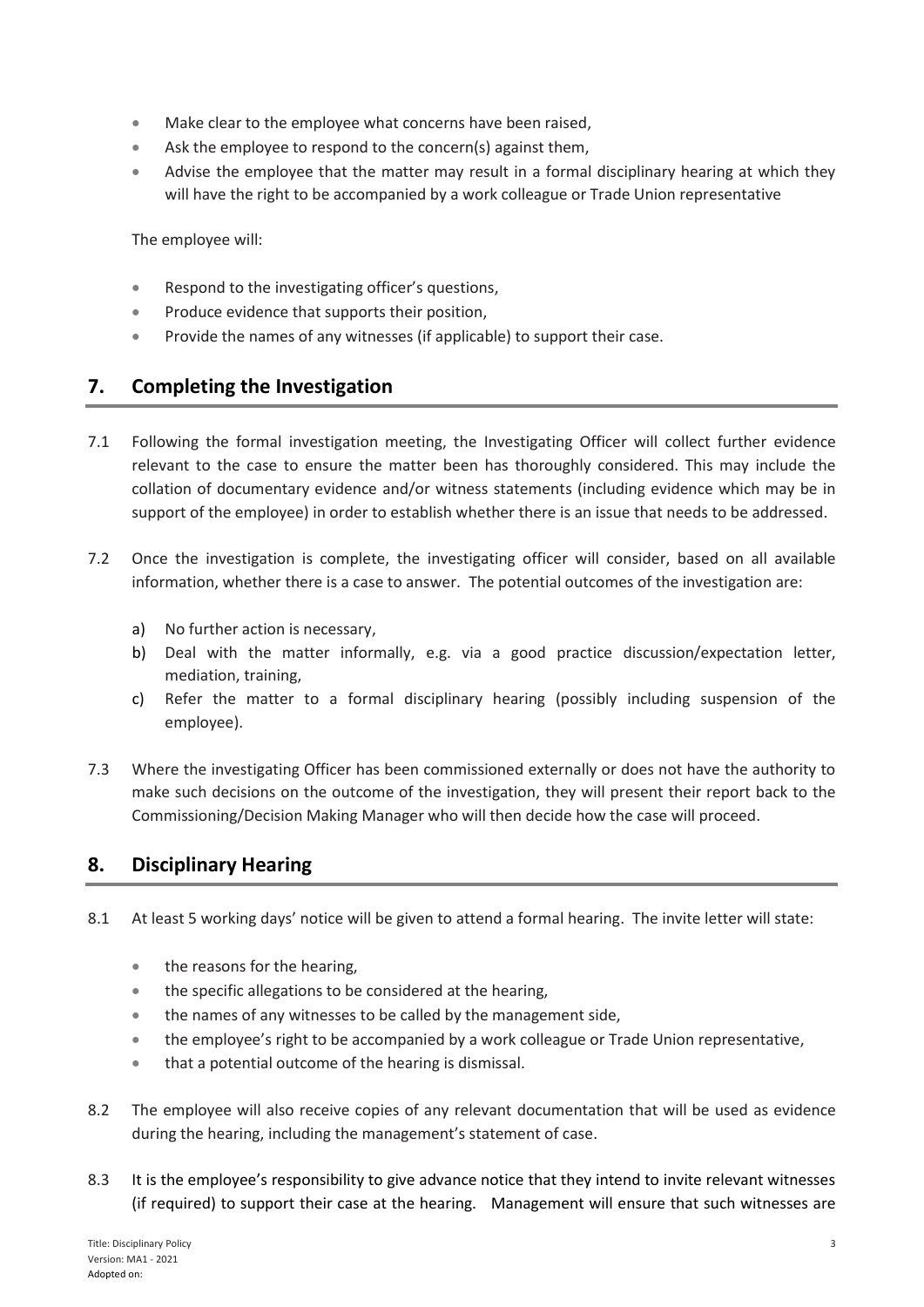- Make clear to the employee what concerns have been raised,
- Ask the employee to respond to the concern(s) against them,
- Advise the employee that the matter may result in a formal disciplinary hearing at which they will have the right to be accompanied by a work colleague or Trade Union representative

The employee will:

- Respond to the investigating officer's questions,
- Produce evidence that supports their position,
- Provide the names of any witnesses (if applicable) to support their case.

## 7. Completing the Investigation

7.1 Following the formal investigation meeting, the Investigating Officer will collect further evidence relevant to the case to ensure the matter been has thoroughly considered. This may include the collation of documentary evidence and/or witness statements (including evidence which may be in support of the employee) in order to establish whether there is an issue that needs to be addressed.

7.2 Once the investigation is complete, the investigating officer will consider, based on all available information, whether there is a case to answer. The potential outcomes of the investigation are:

a) No further action is necessary,
b) Deal with the matter informally, e.g. via a good practice discussion/expectation letter, mediation, training,
c) Refer the matter to a formal disciplinary hearing (possibly including suspension of the employee).

7.3 Where the investigating Officer has been commissioned externally or does not have the authority to make such decisions on the outcome of the investigation, they will present their report back to the Commissioning/Decision Making Manager who will then decide how the case will proceed.

## 8. Disciplinary Hearing

8.1 At least 5 working days' notice will be given to attend a formal hearing. The invite letter will state:

- the reasons for the hearing,
- the specific allegations to be considered at the hearing,
- the names of any witnesses to be called by the management side,
- the employee's right to be accompanied by a work colleague or Trade Union representative,
- that a potential outcome of the hearing is dismissal.

8.2 The employee will also receive copies of any relevant documentation that will be used as evidence during the hearing, including the management's statement of case.

8.3 It is the employee's responsibility to give advance notice that they intend to invite relevant witnesses (if required) to support their case at the hearing. Management will ensure that such witnesses are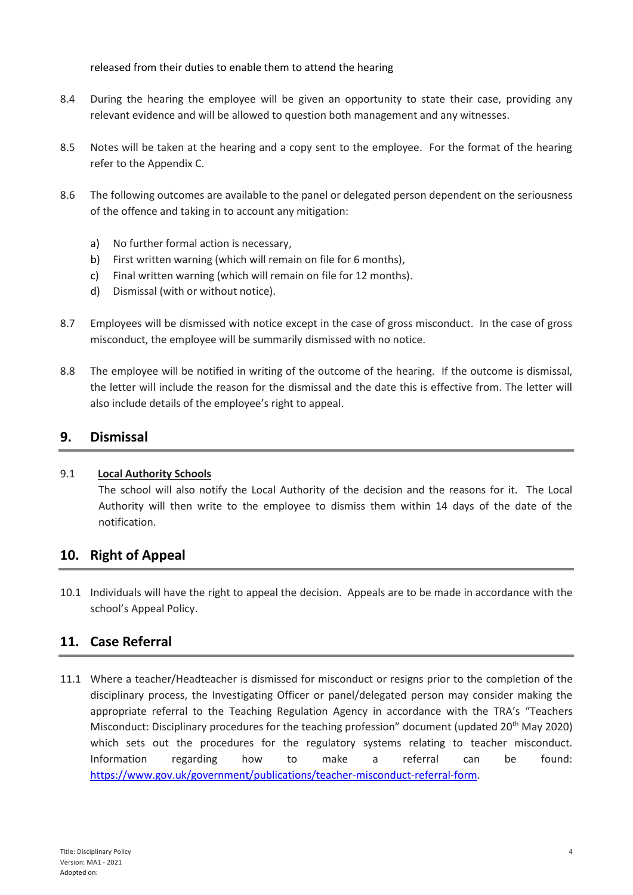released from their duties to enable them to attend the hearing

8.4 During the hearing the employee will be given an opportunity to state their case, providing any relevant evidence and will be allowed to question both management and any witnesses.

8.5 Notes will be taken at the hearing and a copy sent to the employee. For the format of the hearing refer to the Appendix C.

8.6 The following outcomes are available to the panel or delegated person dependent on the seriousness of the offence and taking in to account any mitigation:

a) No further formal action is necessary,
b) First written warning (which will remain on file for 6 months),
c) Final written warning (which will remain on file for 12 months).
d) Dismissal (with or without notice).

8.7 Employees will be dismissed with notice except in the case of gross misconduct. In the case of gross misconduct, the employee will be summarily dismissed with no notice.

8.8 The employee will be notified in writing of the outcome of the hearing. If the outcome is dismissal, the letter will include the reason for the dismissal and the date this is effective from. The letter will also include details of the employee's right to appeal.

## 9. Dismissal

9.1 **Local Authority Schools**
The school will also notify the Local Authority of the decision and the reasons for it. The Local Authority will then write to the employee to dismiss them within 14 days of the date of the notification.

## 10. Right of Appeal

10.1 Individuals will have the right to appeal the decision. Appeals are to be made in accordance with the school's Appeal Policy.

## 11. Case Referral

11.1 Where a teacher/Headteacher is dismissed for misconduct or resigns prior to the completion of the disciplinary process, the Investigating Officer or panel/delegated person may consider making the appropriate referral to the Teaching Regulation Agency in accordance with the TRA's "Teachers Misconduct: Disciplinary procedures for the teaching profession" document (updated 20th May 2020) which sets out the procedures for the regulatory systems relating to teacher misconduct. Information regarding how to make a referral can be found: https://www.gov.uk/government/publications/teacher-misconduct-referral-form.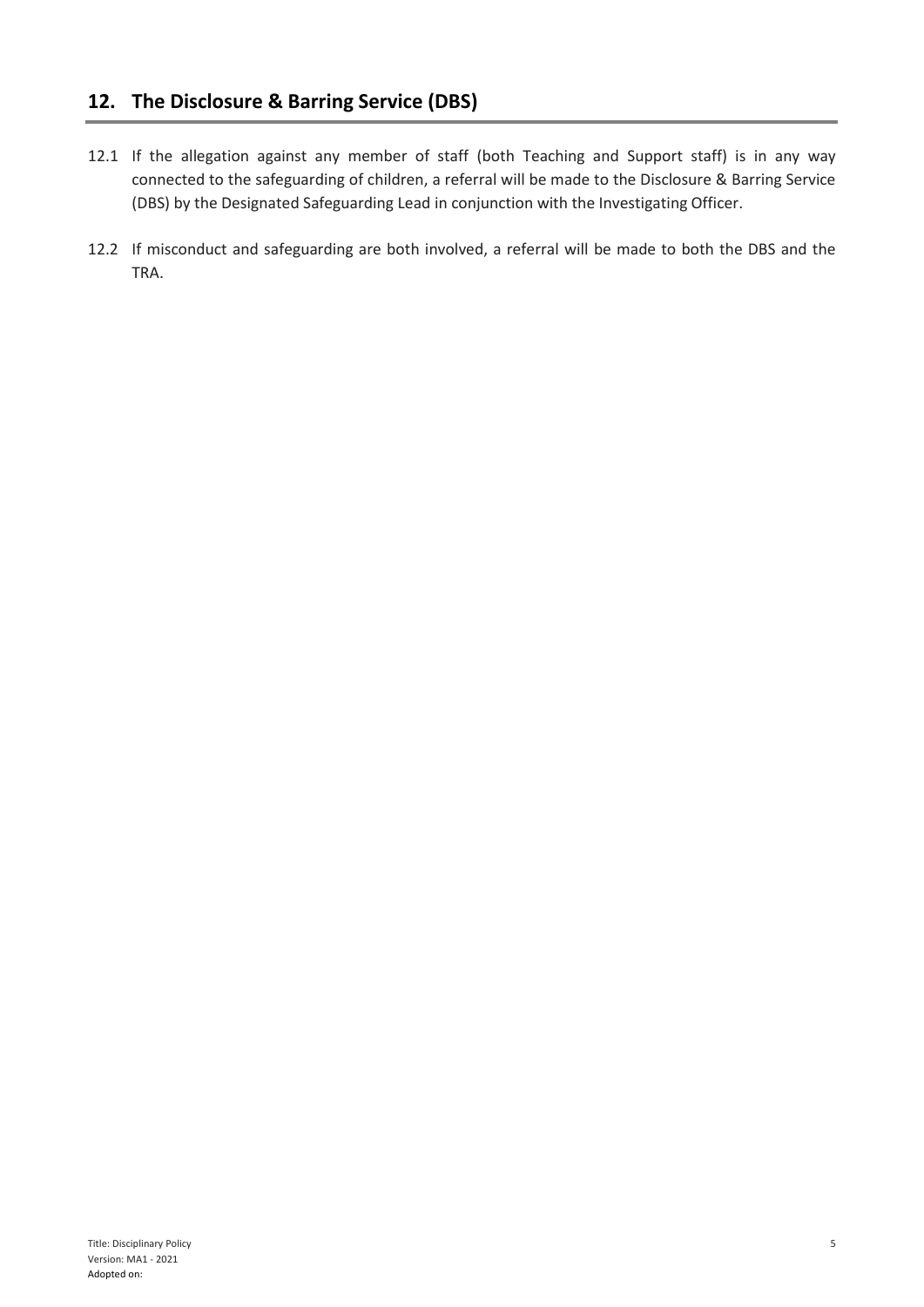## 12. The Disclosure & Barring Service (DBS)

12.1 If the allegation against any member of staff (both Teaching and Support staff) is in any way connected to the safeguarding of children, a referral will be made to the Disclosure & Barring Service (DBS) by the Designated Safeguarding Lead in conjunction with the Investigating Officer.

12.2 If misconduct and safeguarding are both involved, a referral will be made to both the DBS and the TRA.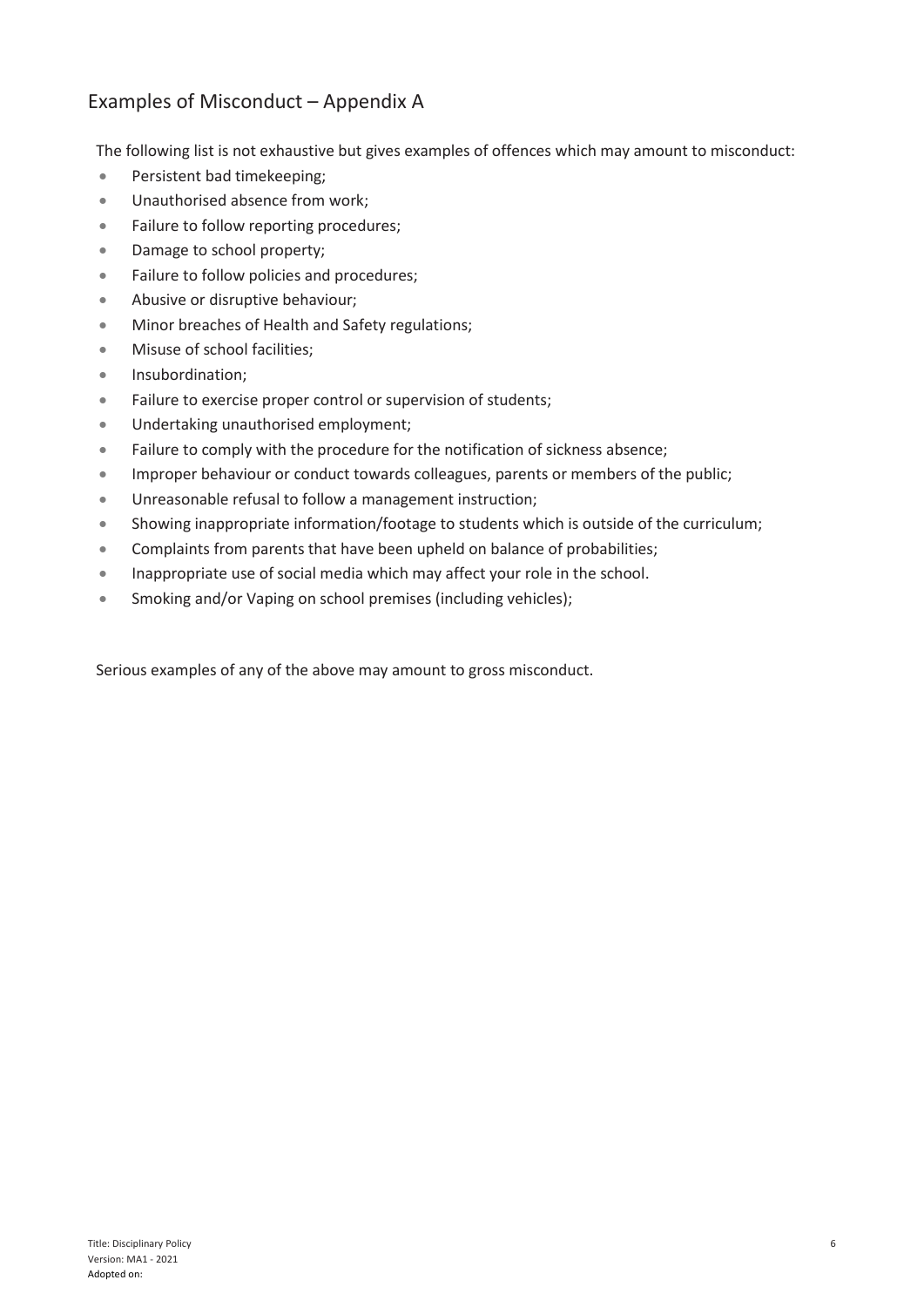## Examples of Misconduct – Appendix A

The following list is not exhaustive but gives examples of offences which may amount to misconduct:

- Persistent bad timekeeping;
- Unauthorised absence from work;
- Failure to follow reporting procedures;
- Damage to school property;
- Failure to follow policies and procedures;
- Abusive or disruptive behaviour;
- Minor breaches of Health and Safety regulations;
- Misuse of school facilities;
- Insubordination;
- Failure to exercise proper control or supervision of students;
- Undertaking unauthorised employment;
- Failure to comply with the procedure for the notification of sickness absence;
- Improper behaviour or conduct towards colleagues, parents or members of the public;
- Unreasonable refusal to follow a management instruction;
- Showing inappropriate information/footage to students which is outside of the curriculum;
- Complaints from parents that have been upheld on balance of probabilities;
- Inappropriate use of social media which may affect your role in the school.
- Smoking and/or Vaping on school premises (including vehicles);

Serious examples of any of the above may amount to gross misconduct.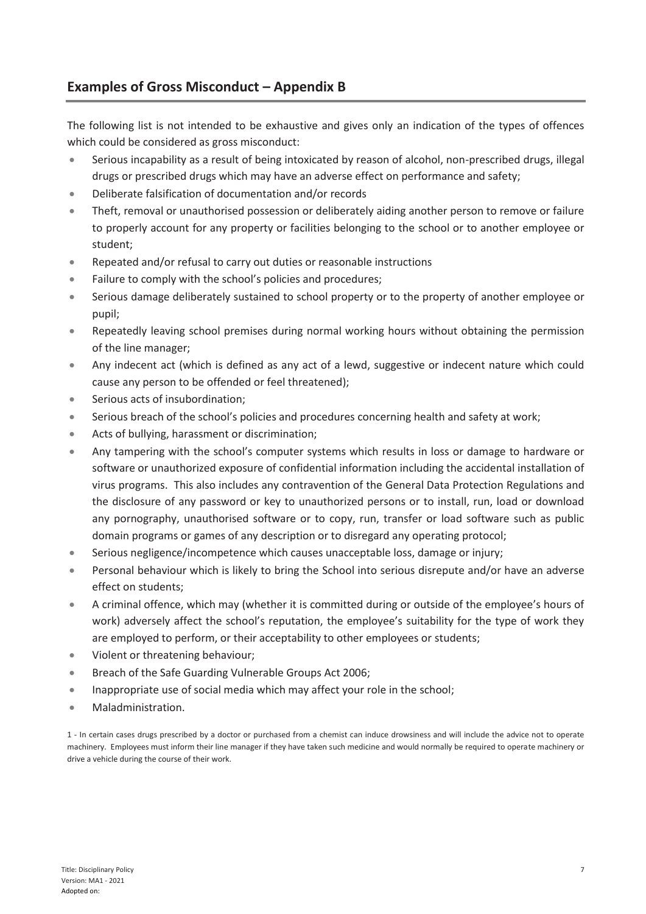## Examples of Gross Misconduct – Appendix B

The following list is not intended to be exhaustive and gives only an indication of the types of offences which could be considered as gross misconduct:

- Serious incapability as a result of being intoxicated by reason of alcohol, non-prescribed drugs, illegal drugs or prescribed drugs which may have an adverse effect on performance and safety;
- Deliberate falsification of documentation and/or records
- Theft, removal or unauthorised possession or deliberately aiding another person to remove or failure to properly account for any property or facilities belonging to the school or to another employee or student;
- Repeated and/or refusal to carry out duties or reasonable instructions
- Failure to comply with the school's policies and procedures;
- Serious damage deliberately sustained to school property or to the property of another employee or pupil;
- Repeatedly leaving school premises during normal working hours without obtaining the permission of the line manager;
- Any indecent act (which is defined as any act of a lewd, suggestive or indecent nature which could cause any person to be offended or feel threatened);
- Serious acts of insubordination;
- Serious breach of the school's policies and procedures concerning health and safety at work;
- Acts of bullying, harassment or discrimination;
- Any tampering with the school's computer systems which results in loss or damage to hardware or software or unauthorized exposure of confidential information including the accidental installation of virus programs. This also includes any contravention of the General Data Protection Regulations and the disclosure of any password or key to unauthorized persons or to install, run, load or download any pornography, unauthorised software or to copy, run, transfer or load software such as public domain programs or games of any description or to disregard any operating protocol;
- Serious negligence/incompetence which causes unacceptable loss, damage or injury;
- Personal behaviour which is likely to bring the School into serious disrepute and/or have an adverse effect on students;
- A criminal offence, which may (whether it is committed during or outside of the employee's hours of work) adversely affect the school's reputation, the employee's suitability for the type of work they are employed to perform, or their acceptability to other employees or students;
- Violent or threatening behaviour;
- Breach of the Safe Guarding Vulnerable Groups Act 2006;
- Inappropriate use of social media which may affect your role in the school;
- Maladministration.

1 - In certain cases drugs prescribed by a doctor or purchased from a chemist can induce drowsiness and will include the advice not to operate machinery. Employees must inform their line manager if they have taken such medicine and would normally be required to operate machinery or drive a vehicle during the course of their work.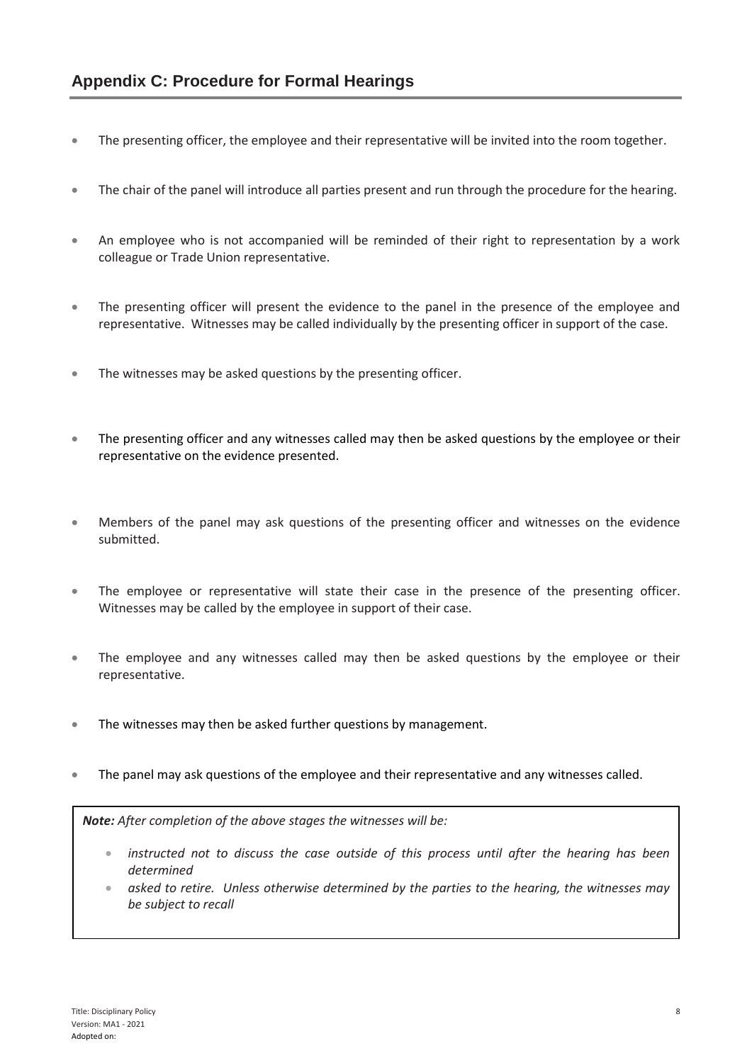## Appendix C: Procedure for Formal Hearings

- The presenting officer, the employee and their representative will be invited into the room together.
- The chair of the panel will introduce all parties present and run through the procedure for the hearing.
- An employee who is not accompanied will be reminded of their right to representation by a work colleague or Trade Union representative.
- The presenting officer will present the evidence to the panel in the presence of the employee and representative. Witnesses may be called individually by the presenting officer in support of the case.
- The witnesses may be asked questions by the presenting officer.
- The presenting officer and any witnesses called may then be asked questions by the employee or their representative on the evidence presented.
- Members of the panel may ask questions of the presenting officer and witnesses on the evidence submitted.
- The employee or representative will state their case in the presence of the presenting officer. Witnesses may be called by the employee in support of their case.
- The employee and any witnesses called may then be asked questions by the employee or their representative.
- The witnesses may then be asked further questions by management.
- The panel may ask questions of the employee and their representative and any witnesses called.

***Note:*** *After completion of the above stages the witnesses will be:*

- *instructed not to discuss the case outside of this process until after the hearing has been determined*
- *asked to retire. Unless otherwise determined by the parties to the hearing, the witnesses may be subject to recall*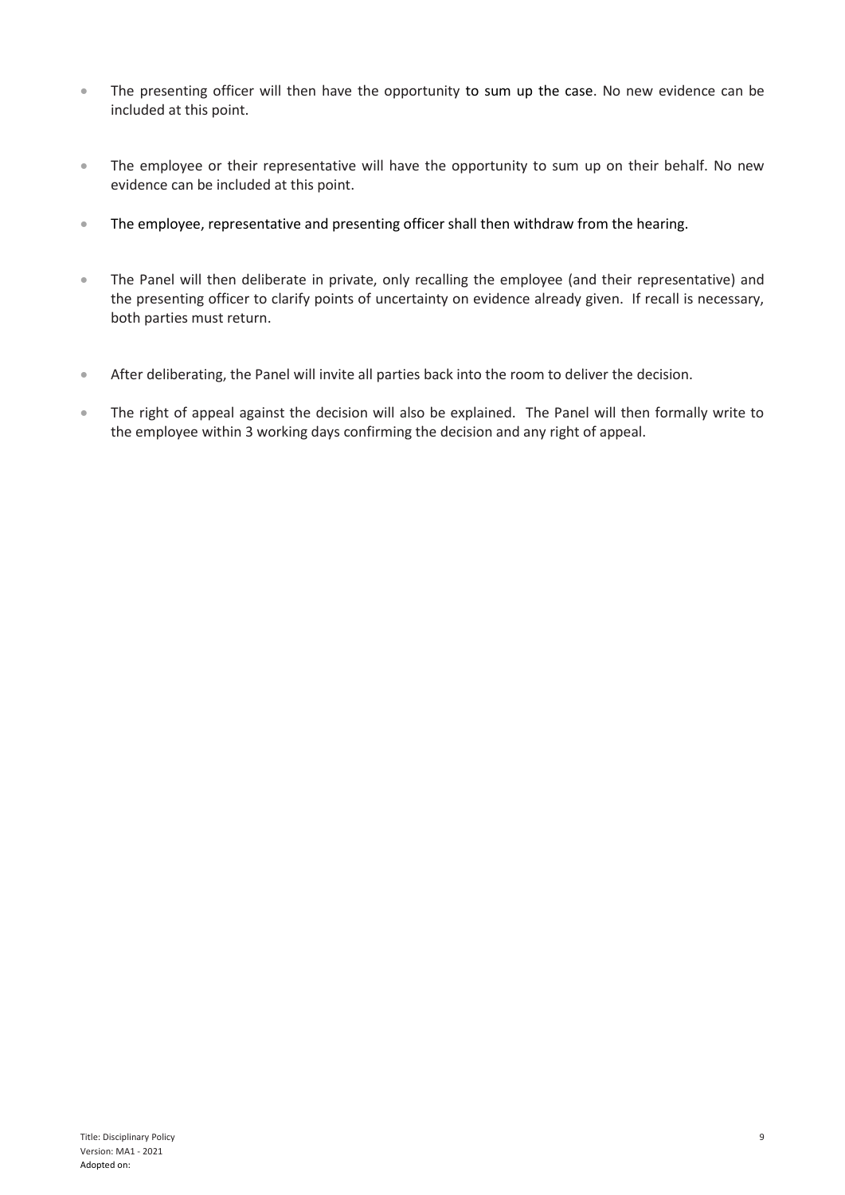- The presenting officer will then have the opportunity to sum up the case. No new evidence can be included at this point.

- The employee or their representative will have the opportunity to sum up on their behalf. No new evidence can be included at this point.

- The employee, representative and presenting officer shall then withdraw from the hearing.

- The Panel will then deliberate in private, only recalling the employee (and their representative) and the presenting officer to clarify points of uncertainty on evidence already given. If recall is necessary, both parties must return.

- After deliberating, the Panel will invite all parties back into the room to deliver the decision.

- The right of appeal against the decision will also be explained. The Panel will then formally write to the employee within 3 working days confirming the decision and any right of appeal.